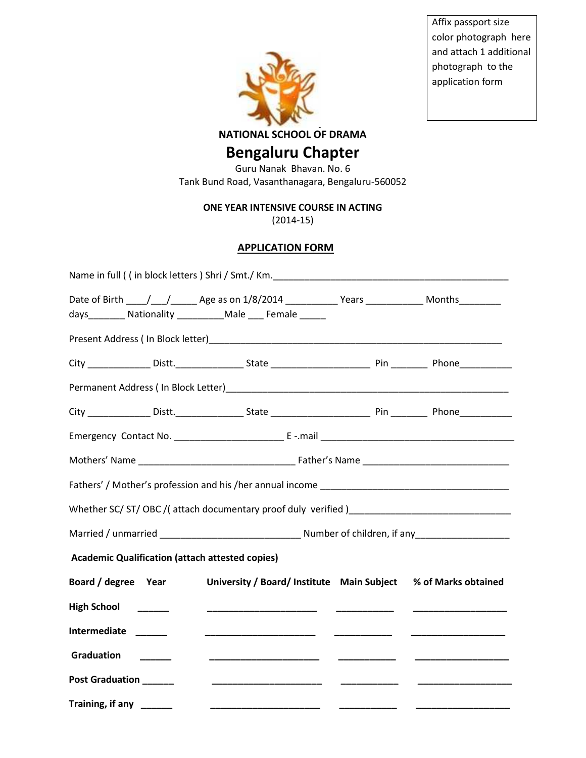Affix passport size color photograph here and attach 1 additional photograph to the application form

**NATIONAL SCHOOL OF DRAMA**

# Bengaluru Chapter

Guru Nanak Bhavan. No. 6
Tank Bund Road, Vasanthanagara, Bengaluru-560052

**ONE YEAR INTENSIVE COURSE IN ACTING**
(2014-15)

## APPLICATION FORM

Name in full ( ( in block letters ) Shri / Smt./ Km.______________________________________________

Date of Birth ____/___/_____ Age as on 1/8/2014 __________ Years ___________ Months________ days_______ Nationality _________Male ___ Female _____

Present Address ( In Block letter)____________________________________________________________

City ____________ Distt._____________ State ___________________ Pin _______ Phone__________

Permanent Address ( In Block Letter)_______________________________________________________

City ____________ Distt._____________ State ___________________ Pin _______ Phone__________

Emergency Contact No. _____________________ E -.mail _____________________________________

Mothers' Name ______________________________ Father's Name ___________________________

Fathers' / Mother's profession and his /her annual income ____________________________________

Whether SC/ ST/ OBC /( attach documentary proof duly verified )______________________________

Married / unmarried __________________________ Number of children, if any__________________

**Academic Qualification (attach attested copies)**

| **Board / degree** | **Year** | **University / Board/ Institute** | **Main Subject** | **% of Marks obtained** |
|---|---|---|---|---|
| **High School** | ______ | _____________________ | ___________ | __________________ |
| **Intermediate** | ______ | _____________________ | ___________ | __________________ |
| **Graduation** | ______ | _____________________ | ___________ | __________________ |
| **Post Graduation** | ______ | _____________________ | ___________ | __________________ |
| **Training, if any** | ______ | _____________________ | ___________ | __________________ |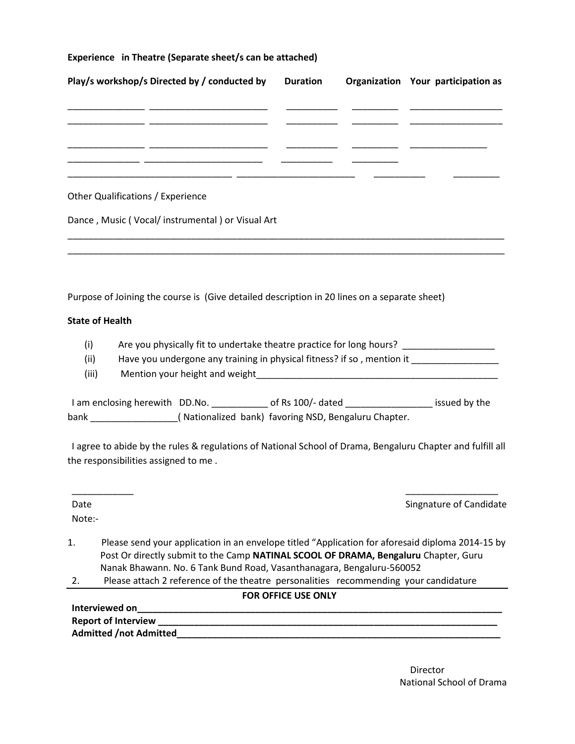**Experience in Theatre (Separate sheet/s can be attached)**

| Play/s workshop/s | Directed by / conducted by | Duration | Organization | Your participation as |
|---|---|---|---|---|
| _______________ | _______________________ | __________ | _________ | __________________ |
| _______________ | _______________________ | __________ | _________ | __________________ |
| _______________ | _______________________ | __________ | _________ | ________________ |
| ______________ | _______________________ | __________ | _________ | |
| _________________________________ | _______________________ | __________ | _________ | |

Other Qualifications / Experience

Dance , Music ( Vocal/ instrumental ) or Visual Art

___________________________________________________________________________________________

___________________________________________________________________________________________

Purpose of Joining the course is (Give detailed description in 20 lines on a separate sheet)

**State of Health**

(i) Are you physically fit to undertake theatre practice for long hours? __________________

(ii) Have you undergone any training in physical fitness? if so , mention it _________________

(iii) Mention your height and weight_________________________________________________

I am enclosing herewith DD.No. ___________ of Rs 100/- dated _________________ issued by the bank _________________( Nationalized bank) favoring NSD, Bengaluru Chapter.

I agree to abide by the rules & regulations of National School of Drama, Bengaluru Chapter and fulfill all the responsibilities assigned to me .

____________ __________________

Date Singnature of Candidate

Note:-

1. Please send your application in an envelope titled "Application for aforesaid diploma 2014-15 by Post Or directly submit to the Camp **NATINAL SCOOL OF DRAMA, Bengaluru** Chapter, Guru Nanak Bhawann. No. 6 Tank Bund Road, Vasanthanagara, Bengaluru-560052
2. Please attach 2 reference of the theatre personalities recommending your candidature

---

**FOR OFFICE USE ONLY**

**Interviewed on**___________________________________________________________________

**Report of Interview** _______________________________________________________________

**Admitted /not Admitted**____________________________________________________________

Director

National School of Drama